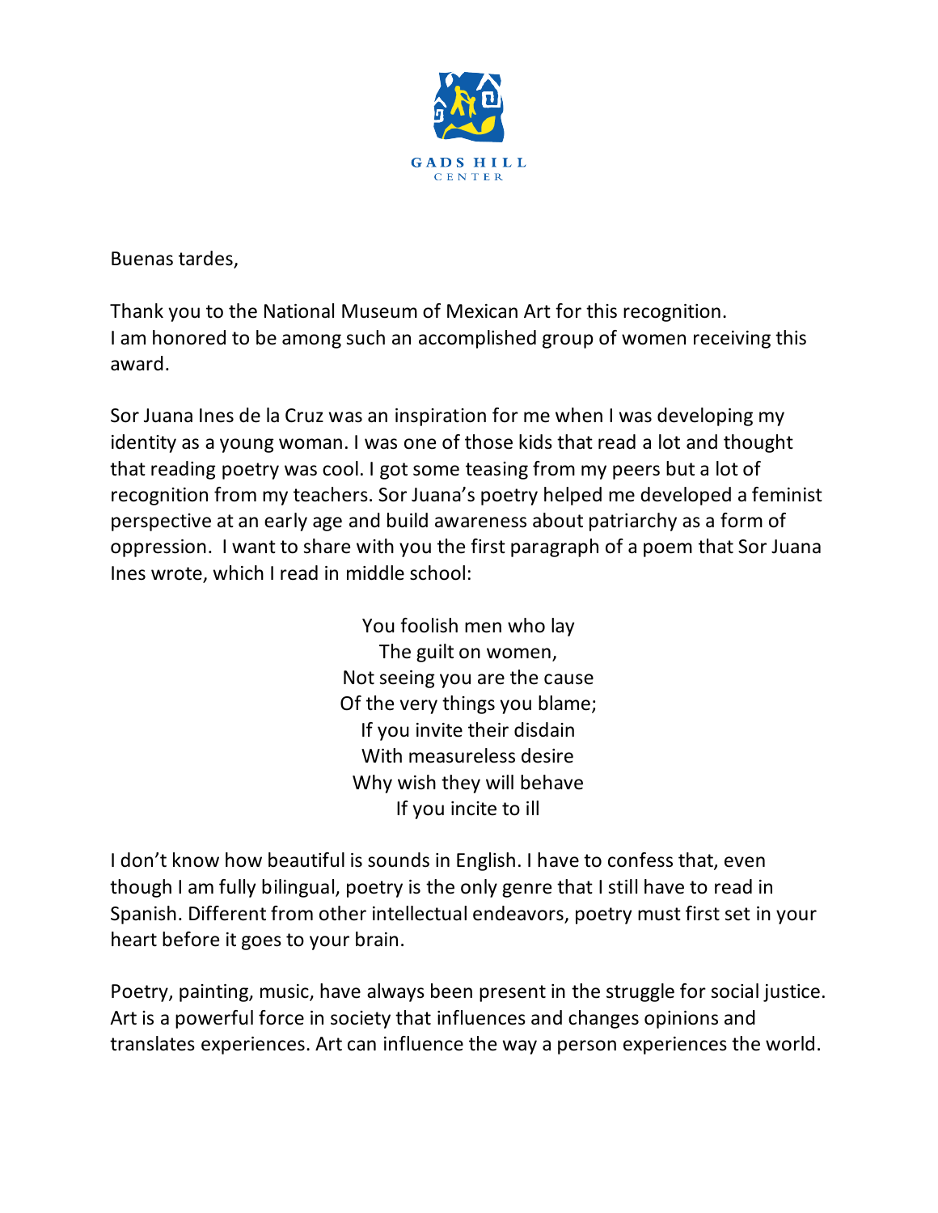GADS HILL
CENTER

Buenas tardes,

Thank you to the National Museum of Mexican Art for this recognition.
I am honored to be among such an accomplished group of women receiving this award.

Sor Juana Ines de la Cruz was an inspiration for me when I was developing my identity as a young woman. I was one of those kids that read a lot and thought that reading poetry was cool. I got some teasing from my peers but a lot of recognition from my teachers. Sor Juana's poetry helped me developed a feminist perspective at an early age and build awareness about patriarchy as a form of oppression. I want to share with you the first paragraph of a poem that Sor Juana Ines wrote, which I read in middle school:

> You foolish men who lay
> The guilt on women,
> Not seeing you are the cause
> Of the very things you blame;
> If you invite their disdain
> With measureless desire
> Why wish they will behave
> If you incite to ill

I don't know how beautiful is sounds in English. I have to confess that, even though I am fully bilingual, poetry is the only genre that I still have to read in Spanish. Different from other intellectual endeavors, poetry must first set in your heart before it goes to your brain.

Poetry, painting, music, have always been present in the struggle for social justice. Art is a powerful force in society that influences and changes opinions and translates experiences. Art can influence the way a person experiences the world.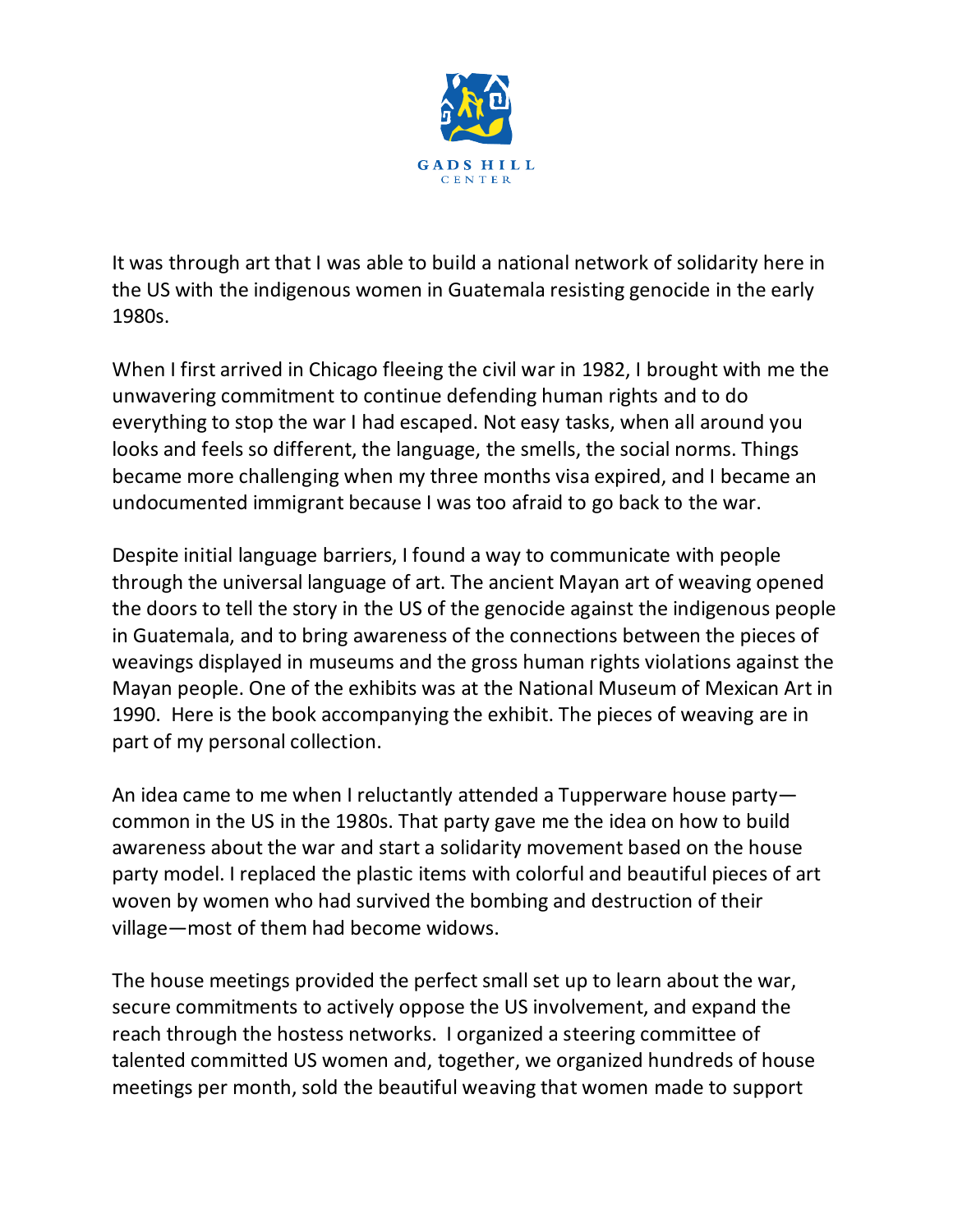It was through art that I was able to build a national network of solidarity here in the US with the indigenous women in Guatemala resisting genocide in the early 1980s.

When I first arrived in Chicago fleeing the civil war in 1982, I brought with me the unwavering commitment to continue defending human rights and to do everything to stop the war I had escaped. Not easy tasks, when all around you looks and feels so different, the language, the smells, the social norms. Things became more challenging when my three months visa expired, and I became an undocumented immigrant because I was too afraid to go back to the war.

Despite initial language barriers, I found a way to communicate with people through the universal language of art. The ancient Mayan art of weaving opened the doors to tell the story in the US of the genocide against the indigenous people in Guatemala, and to bring awareness of the connections between the pieces of weavings displayed in museums and the gross human rights violations against the Mayan people. One of the exhibits was at the National Museum of Mexican Art in 1990. Here is the book accompanying the exhibit. The pieces of weaving are in part of my personal collection.

An idea came to me when I reluctantly attended a Tupperware house party—common in the US in the 1980s. That party gave me the idea on how to build awareness about the war and start a solidarity movement based on the house party model. I replaced the plastic items with colorful and beautiful pieces of art woven by women who had survived the bombing and destruction of their village—most of them had become widows.

The house meetings provided the perfect small set up to learn about the war, secure commitments to actively oppose the US involvement, and expand the reach through the hostess networks. I organized a steering committee of talented committed US women and, together, we organized hundreds of house meetings per month, sold the beautiful weaving that women made to support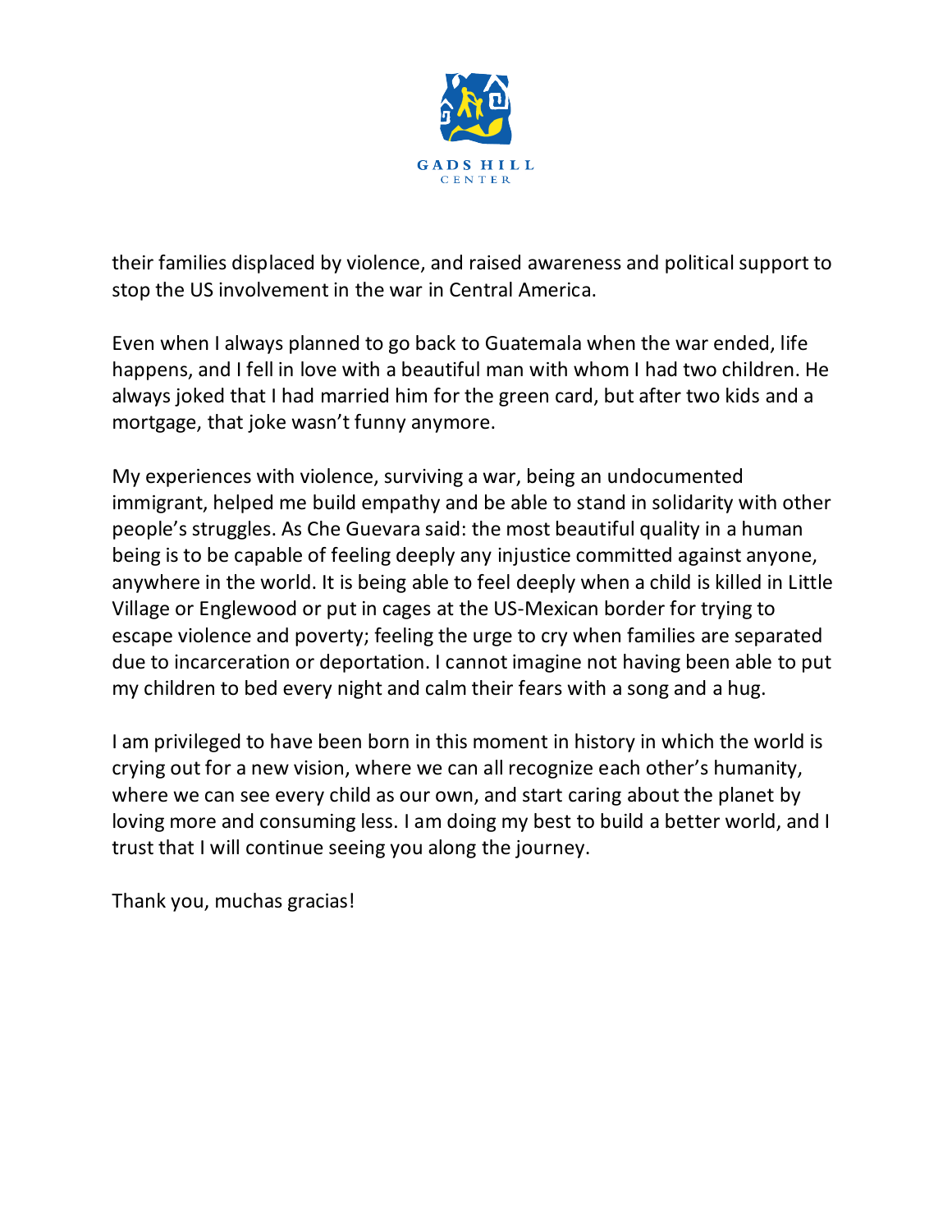their families displaced by violence, and raised awareness and political support to stop the US involvement in the war in Central America.

Even when I always planned to go back to Guatemala when the war ended, life happens, and I fell in love with a beautiful man with whom I had two children. He always joked that I had married him for the green card, but after two kids and a mortgage, that joke wasn't funny anymore.

My experiences with violence, surviving a war, being an undocumented immigrant, helped me build empathy and be able to stand in solidarity with other people's struggles. As Che Guevara said: the most beautiful quality in a human being is to be capable of feeling deeply any injustice committed against anyone, anywhere in the world. It is being able to feel deeply when a child is killed in Little Village or Englewood or put in cages at the US-Mexican border for trying to escape violence and poverty; feeling the urge to cry when families are separated due to incarceration or deportation. I cannot imagine not having been able to put my children to bed every night and calm their fears with a song and a hug.

I am privileged to have been born in this moment in history in which the world is crying out for a new vision, where we can all recognize each other's humanity, where we can see every child as our own, and start caring about the planet by loving more and consuming less. I am doing my best to build a better world, and I trust that I will continue seeing you along the journey.

Thank you, muchas gracias!